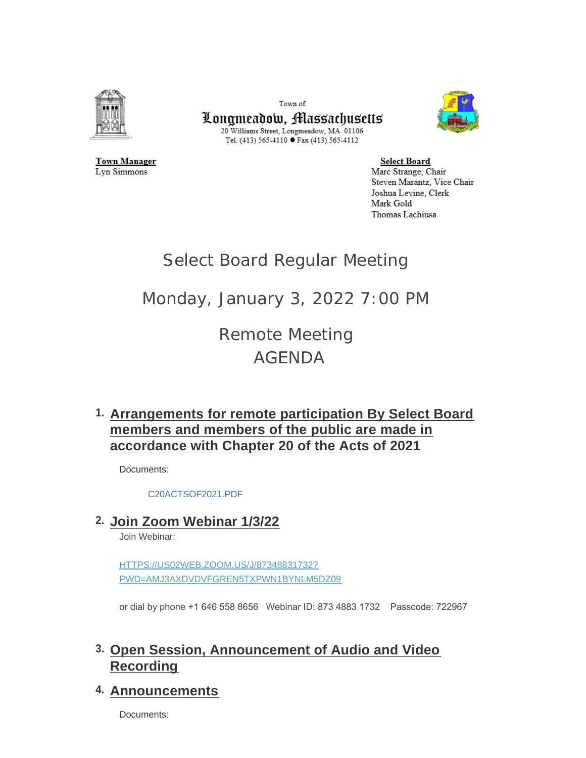Town of

# Longmeadow, Massachusetts

20 Williams Street, Longmeadow, MA 01106
Tel. (413) 565-4110 ● Fax (413) 565-4112

**Town Manager**
Lyn Simmons

**Select Board**
Marc Strange, Chair
Steven Marantz, Vice Chair
Joshua Levine, Clerk
Mark Gold
Thomas Lachiusa

# Select Board Regular Meeting

## Monday, January 3, 2022 7:00 PM

## Remote Meeting
## AGENDA

### 1. Arrangements for remote participation By Select Board members and members of the public are made in accordance with Chapter 20 of the Acts of 2021

Documents:

C20ACTSOF2021.PDF

### 2. Join Zoom Webinar 1/3/22

Join Webinar:

HTTPS://US02WEB.ZOOM.US/J/87348831732?PWD=AMJ3AXDVDVFGREN5TXPWN1BYNLM5DZ09

or dial by phone +1 646 558 8656 Webinar ID: 873 4883 1732 Passcode: 722967

### 3. Open Session, Announcement of Audio and Video Recording

### 4. Announcements

Documents: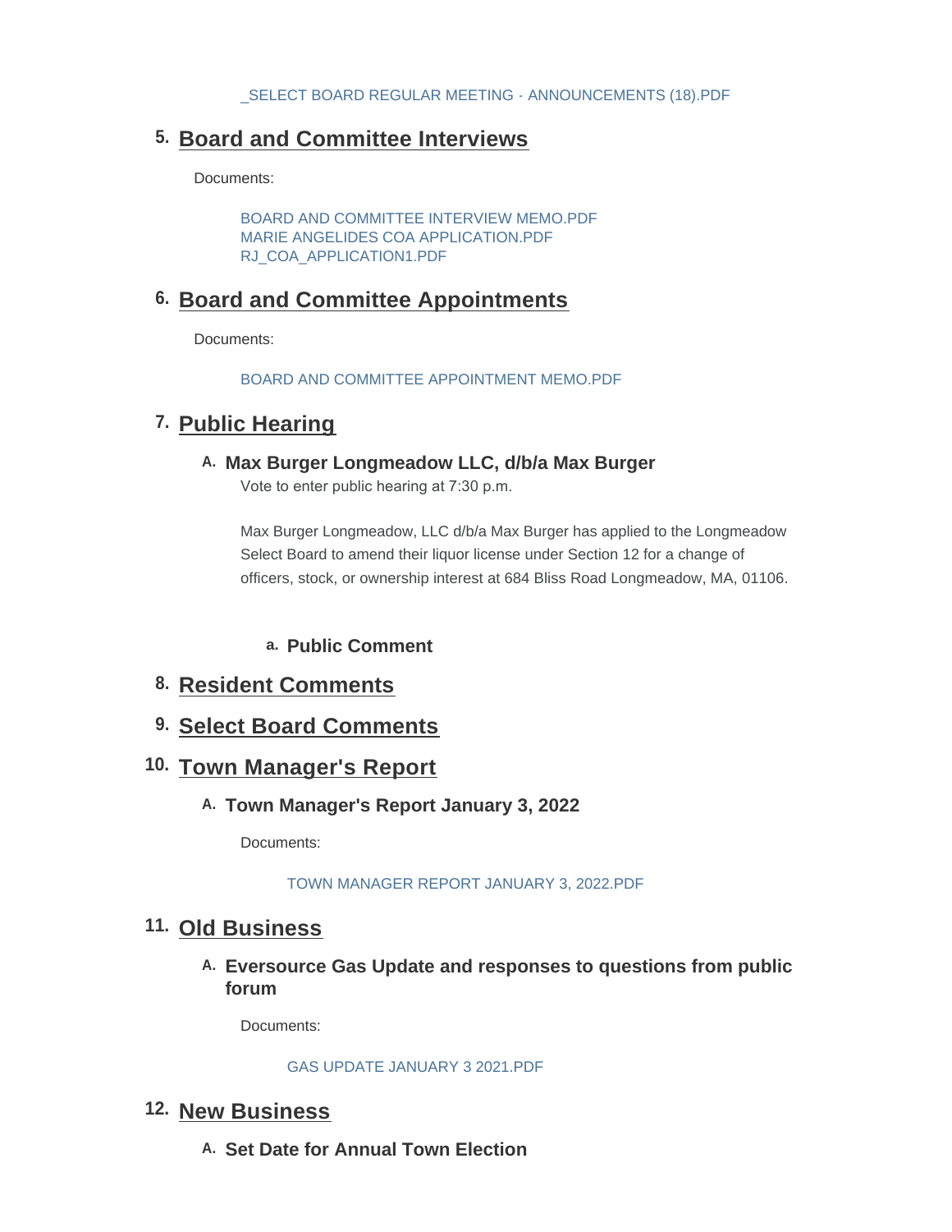_SELECT BOARD REGULAR MEETING - ANNOUNCEMENTS (18).PDF

## 5. Board and Committee Interviews

Documents:

BOARD AND COMMITTEE INTERVIEW MEMO.PDF
MARIE ANGELIDES COA APPLICATION.PDF
RJ_COA_APPLICATION1.PDF

## 6. Board and Committee Appointments

Documents:

BOARD AND COMMITTEE APPOINTMENT MEMO.PDF

## 7. Public Hearing

### A. Max Burger Longmeadow LLC, d/b/a Max Burger

Vote to enter public hearing at 7:30 p.m.

Max Burger Longmeadow, LLC d/b/a Max Burger has applied to the Longmeadow Select Board to amend their liquor license under Section 12 for a change of officers, stock, or ownership interest at 684 Bliss Road Longmeadow, MA, 01106.

#### a. Public Comment

## 8. Resident Comments

## 9. Select Board Comments

## 10. Town Manager's Report

### A. Town Manager's Report January 3, 2022

Documents:

TOWN MANAGER REPORT JANUARY 3, 2022.PDF

## 11. Old Business

### A. Eversource Gas Update and responses to questions from public forum

Documents:

GAS UPDATE JANUARY 3 2021.PDF

## 12. New Business

### A. Set Date for Annual Town Election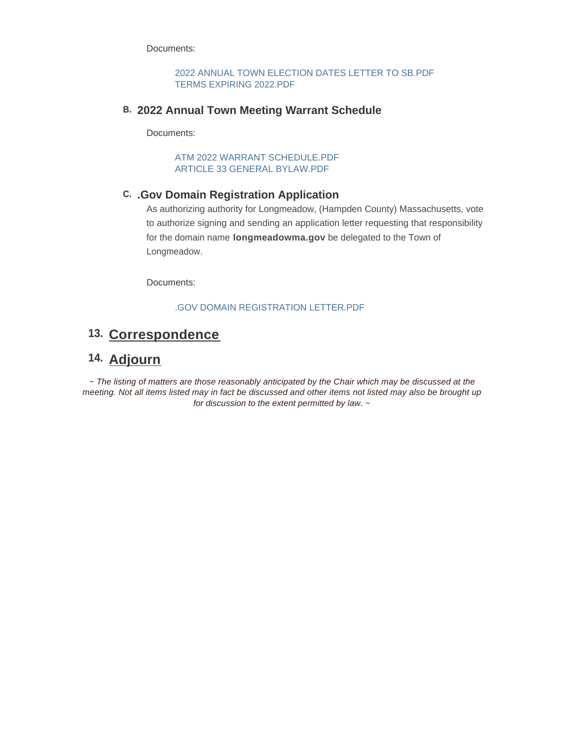Documents:

- 2022 ANNUAL TOWN ELECTION DATES LETTER TO SB.PDF
- TERMS EXPIRING 2022.PDF

### B. 2022 Annual Town Meeting Warrant Schedule

Documents:

- ATM 2022 WARRANT SCHEDULE.PDF
- ARTICLE 33 GENERAL BYLAW.PDF

### C. .Gov Domain Registration Application

As authorizing authority for Longmeadow, (Hampden County) Massachusetts, vote to authorize signing and sending an application letter requesting that responsibility for the domain name **longmeadowma.gov** be delegated to the Town of Longmeadow.

Documents:

- .GOV DOMAIN REGISTRATION LETTER.PDF

## 13. Correspondence

## 14. Adjourn

*~ The listing of matters are those reasonably anticipated by the Chair which may be discussed at the meeting. Not all items listed may in fact be discussed and other items not listed may also be brought up for discussion to the extent permitted by law. ~*